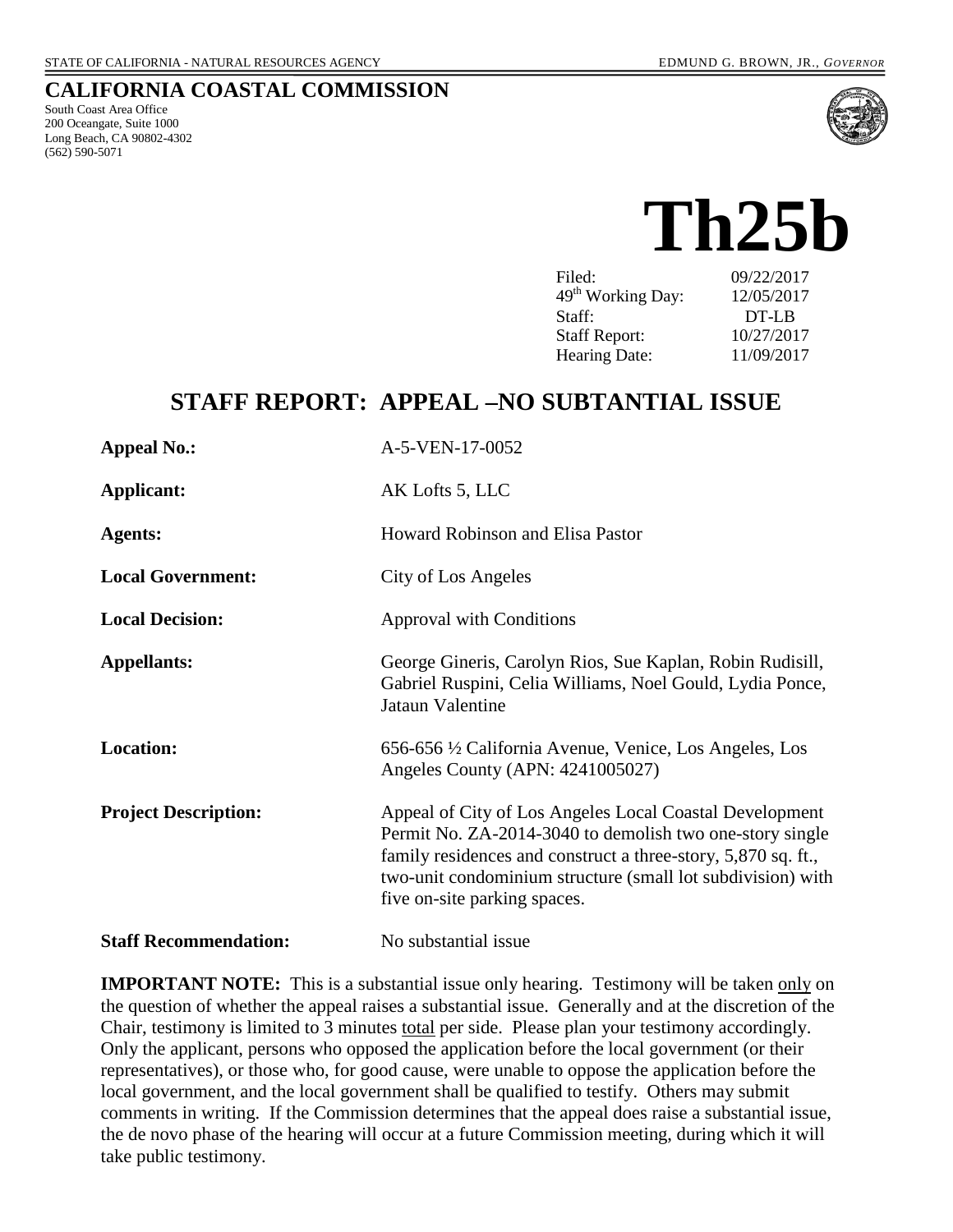STATE OF CALIFORNIA - NATURAL RESOURCES AGENCY EDMUND G. BROWN, JR., *GOVERNOR*

# CALIFORNIA COASTAL COMMISSION

South Coast Area Office
200 Oceangate, Suite 1000
Long Beach, CA 90802-4302
(562) 590-5071

# Th25b

| | |
|---|---|
| Filed: | 09/22/2017 |
| 49th Working Day: | 12/05/2017 |
| Staff: | DT-LB |
| Staff Report: | 10/27/2017 |
| Hearing Date: | 11/09/2017 |

## STAFF REPORT: APPEAL –NO SUBTANTIAL ISSUE

**Appeal No.:** A-5-VEN-17-0052

**Applicant:** AK Lofts 5, LLC

**Agents:** Howard Robinson and Elisa Pastor

**Local Government:** City of Los Angeles

**Local Decision:** Approval with Conditions

**Appellants:** George Gineris, Carolyn Rios, Sue Kaplan, Robin Rudisill, Gabriel Ruspini, Celia Williams, Noel Gould, Lydia Ponce, Jataun Valentine

**Location:** 656-656 ½ California Avenue, Venice, Los Angeles, Los Angeles County (APN: 4241005027)

**Project Description:** Appeal of City of Los Angeles Local Coastal Development Permit No. ZA-2014-3040 to demolish two one-story single family residences and construct a three-story, 5,870 sq. ft., two-unit condominium structure (small lot subdivision) with five on-site parking spaces.

**Staff Recommendation:** No substantial issue

**IMPORTANT NOTE:** This is a substantial issue only hearing. Testimony will be taken only on the question of whether the appeal raises a substantial issue. Generally and at the discretion of the Chair, testimony is limited to 3 minutes total per side. Please plan your testimony accordingly. Only the applicant, persons who opposed the application before the local government (or their representatives), or those who, for good cause, were unable to oppose the application before the local government, and the local government shall be qualified to testify. Others may submit comments in writing. If the Commission determines that the appeal does raise a substantial issue, the de novo phase of the hearing will occur at a future Commission meeting, during which it will take public testimony.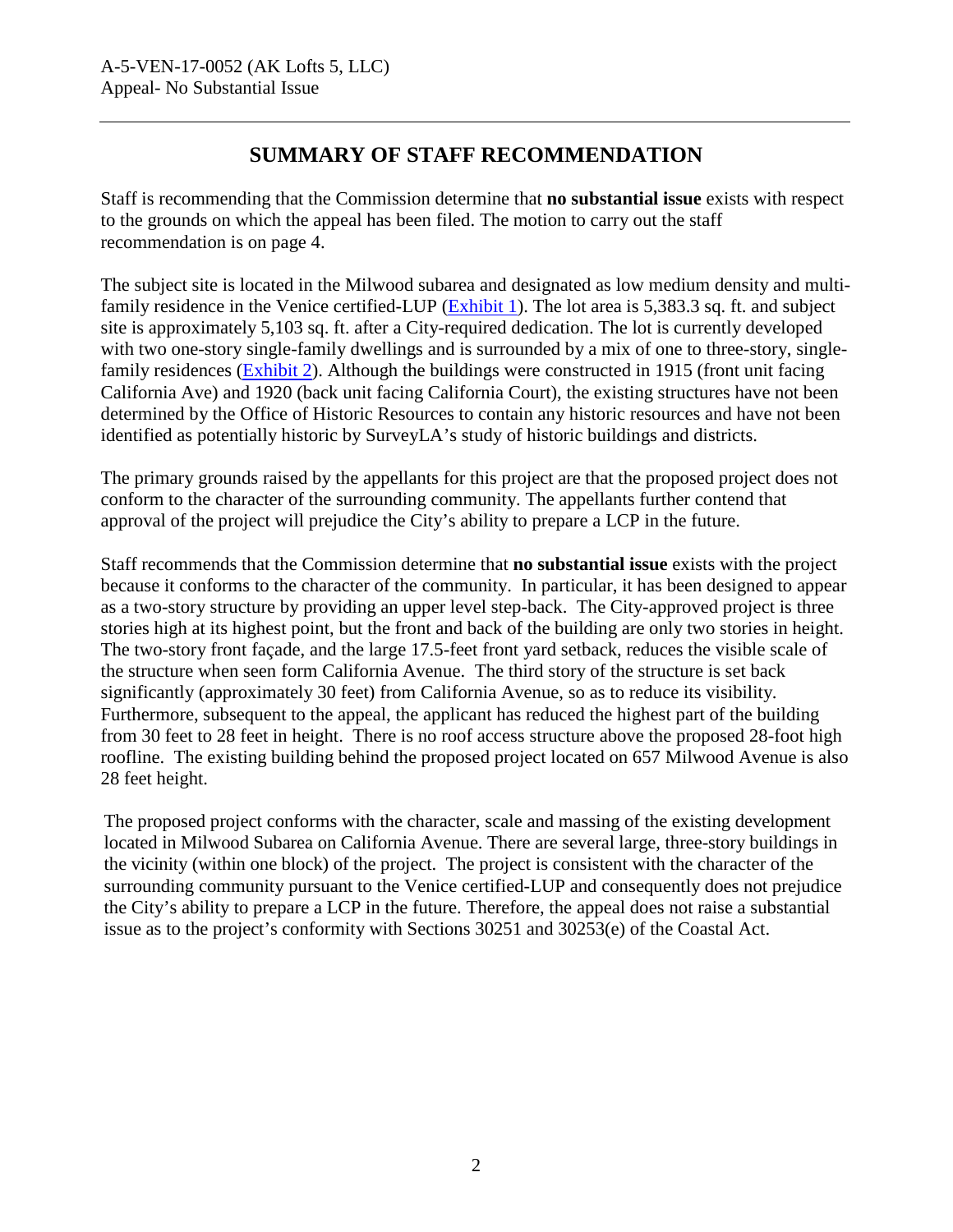## SUMMARY OF STAFF RECOMMENDATION

Staff is recommending that the Commission determine that **no substantial issue** exists with respect to the grounds on which the appeal has been filed. The motion to carry out the staff recommendation is on page 4.

The subject site is located in the Milwood subarea and designated as low medium density and multi-family residence in the Venice certified-LUP (Exhibit 1). The lot area is 5,383.3 sq. ft. and subject site is approximately 5,103 sq. ft. after a City-required dedication. The lot is currently developed with two one-story single-family dwellings and is surrounded by a mix of one to three-story, single-family residences (Exhibit 2). Although the buildings were constructed in 1915 (front unit facing California Ave) and 1920 (back unit facing California Court), the existing structures have not been determined by the Office of Historic Resources to contain any historic resources and have not been identified as potentially historic by SurveyLA's study of historic buildings and districts.

The primary grounds raised by the appellants for this project are that the proposed project does not conform to the character of the surrounding community. The appellants further contend that approval of the project will prejudice the City's ability to prepare a LCP in the future.

Staff recommends that the Commission determine that **no substantial issue** exists with the project because it conforms to the character of the community. In particular, it has been designed to appear as a two-story structure by providing an upper level step-back. The City-approved project is three stories high at its highest point, but the front and back of the building are only two stories in height. The two-story front façade, and the large 17.5-feet front yard setback, reduces the visible scale of the structure when seen form California Avenue. The third story of the structure is set back significantly (approximately 30 feet) from California Avenue, so as to reduce its visibility. Furthermore, subsequent to the appeal, the applicant has reduced the highest part of the building from 30 feet to 28 feet in height. There is no roof access structure above the proposed 28-foot high roofline. The existing building behind the proposed project located on 657 Milwood Avenue is also 28 feet height.

The proposed project conforms with the character, scale and massing of the existing development located in Milwood Subarea on California Avenue. There are several large, three-story buildings in the vicinity (within one block) of the project. The project is consistent with the character of the surrounding community pursuant to the Venice certified-LUP and consequently does not prejudice the City's ability to prepare a LCP in the future. Therefore, the appeal does not raise a substantial issue as to the project's conformity with Sections 30251 and 30253(e) of the Coastal Act.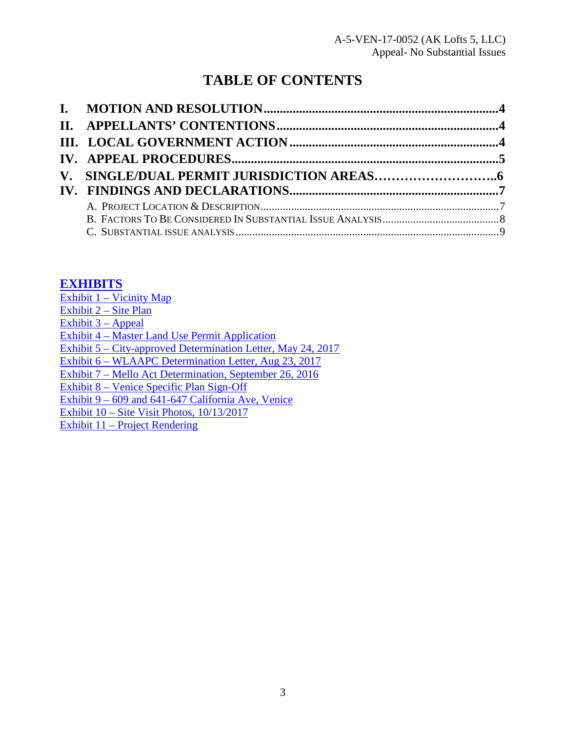# TABLE OF CONTENTS

**I. MOTION AND RESOLUTION** ........................................ **4**
**II. APPELLANTS' CONTENTIONS** ........................................ **4**
**III. LOCAL GOVERNMENT ACTION** ........................................ **4**
**IV. APPEAL PROCEDURES** ........................................ **5**
**V. SINGLE/DUAL PERMIT JURISDICTION AREAS** ........................................ **6**
**IV. FINDINGS AND DECLARATIONS** ........................................ **7**

- A. PROJECT LOCATION & DESCRIPTION ........................................ 7
- B. FACTORS TO BE CONSIDERED IN SUBSTANTIAL ISSUE ANALYSIS ........................................ 8
- C. SUBSTANTIAL ISSUE ANALYSIS ........................................ 9

## EXHIBITS

Exhibit 1 – Vicinity Map
Exhibit 2 – Site Plan
Exhibit 3 – Appeal
Exhibit 4 – Master Land Use Permit Application
Exhibit 5 – City-approved Determination Letter, May 24, 2017
Exhibit 6 – WLAAPC Determination Letter, Aug 23, 2017
Exhibit 7 – Mello Act Determination, September 26, 2016
Exhibit 8 – Venice Specific Plan Sign-Off
Exhibit 9 – 609 and 641-647 California Ave, Venice
Exhibit 10 – Site Visit Photos, 10/13/2017
Exhibit 11 – Project Rendering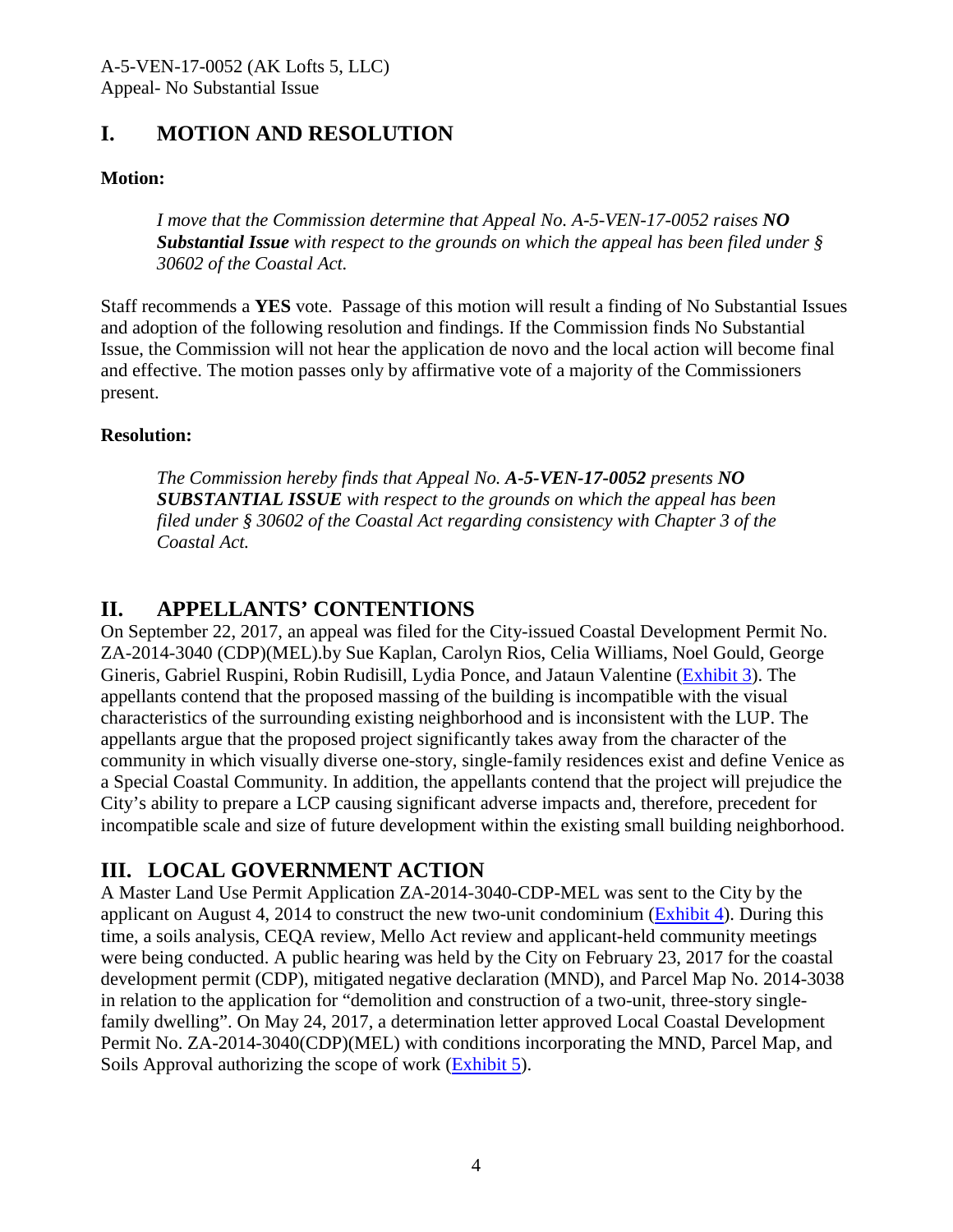# I. MOTION AND RESOLUTION

**Motion:**

> *I move that the Commission determine that Appeal No. A-5-VEN-17-0052 raises **NO Substantial Issue** with respect to the grounds on which the appeal has been filed under § 30602 of the Coastal Act.*

Staff recommends a **YES** vote. Passage of this motion will result a finding of No Substantial Issues and adoption of the following resolution and findings. If the Commission finds No Substantial Issue, the Commission will not hear the application de novo and the local action will become final and effective. The motion passes only by affirmative vote of a majority of the Commissioners present.

**Resolution:**

> *The Commission hereby finds that Appeal No. **A-5-VEN-17-0052** presents **NO SUBSTANTIAL ISSUE** with respect to the grounds on which the appeal has been filed under § 30602 of the Coastal Act regarding consistency with Chapter 3 of the Coastal Act.*

# II. APPELLANTS' CONTENTIONS

On September 22, 2017, an appeal was filed for the City-issued Coastal Development Permit No. ZA-2014-3040 (CDP)(MEL).by Sue Kaplan, Carolyn Rios, Celia Williams, Noel Gould, George Gineris, Gabriel Ruspini, Robin Rudisill, Lydia Ponce, and Jataun Valentine (Exhibit 3). The appellants contend that the proposed massing of the building is incompatible with the visual characteristics of the surrounding existing neighborhood and is inconsistent with the LUP. The appellants argue that the proposed project significantly takes away from the character of the community in which visually diverse one-story, single-family residences exist and define Venice as a Special Coastal Community. In addition, the appellants contend that the project will prejudice the City's ability to prepare a LCP causing significant adverse impacts and, therefore, precedent for incompatible scale and size of future development within the existing small building neighborhood.

# III. LOCAL GOVERNMENT ACTION

A Master Land Use Permit Application ZA-2014-3040-CDP-MEL was sent to the City by the applicant on August 4, 2014 to construct the new two-unit condominium (Exhibit 4). During this time, a soils analysis, CEQA review, Mello Act review and applicant-held community meetings were being conducted. A public hearing was held by the City on February 23, 2017 for the coastal development permit (CDP), mitigated negative declaration (MND), and Parcel Map No. 2014-3038 in relation to the application for "demolition and construction of a two-unit, three-story single-family dwelling". On May 24, 2017, a determination letter approved Local Coastal Development Permit No. ZA-2014-3040(CDP)(MEL) with conditions incorporating the MND, Parcel Map, and Soils Approval authorizing the scope of work (Exhibit 5).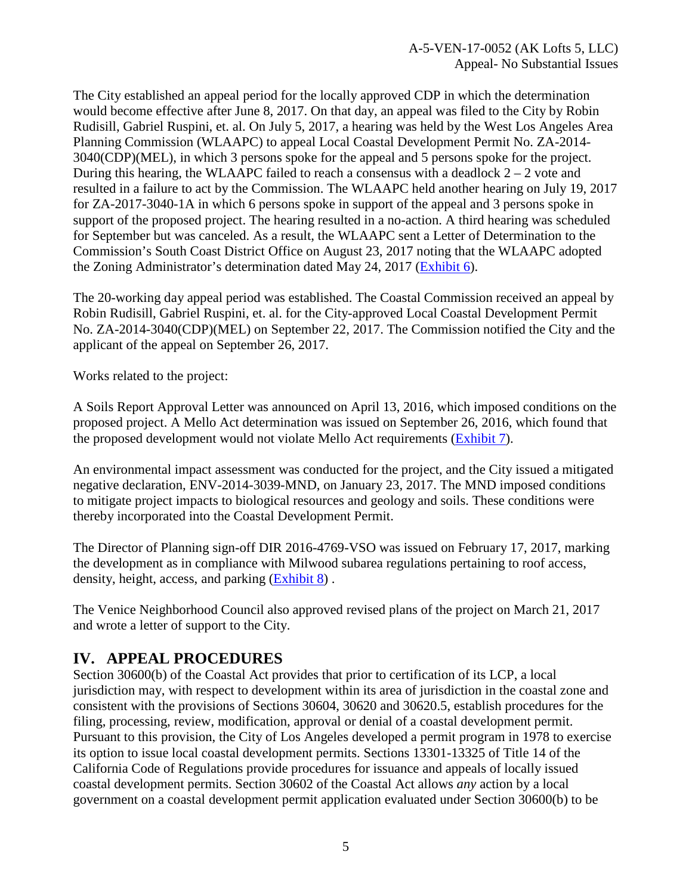The City established an appeal period for the locally approved CDP in which the determination would become effective after June 8, 2017. On that day, an appeal was filed to the City by Robin Rudisill, Gabriel Ruspini, et. al. On July 5, 2017, a hearing was held by the West Los Angeles Area Planning Commission (WLAAPC) to appeal Local Coastal Development Permit No. ZA-2014-3040(CDP)(MEL), in which 3 persons spoke for the appeal and 5 persons spoke for the project. During this hearing, the WLAAPC failed to reach a consensus with a deadlock 2 – 2 vote and resulted in a failure to act by the Commission. The WLAAPC held another hearing on July 19, 2017 for ZA-2017-3040-1A in which 6 persons spoke in support of the appeal and 3 persons spoke in support of the proposed project. The hearing resulted in a no-action. A third hearing was scheduled for September but was canceled. As a result, the WLAAPC sent a Letter of Determination to the Commission's South Coast District Office on August 23, 2017 noting that the WLAAPC adopted the Zoning Administrator's determination dated May 24, 2017 (Exhibit 6).

The 20-working day appeal period was established. The Coastal Commission received an appeal by Robin Rudisill, Gabriel Ruspini, et. al. for the City-approved Local Coastal Development Permit No. ZA-2014-3040(CDP)(MEL) on September 22, 2017. The Commission notified the City and the applicant of the appeal on September 26, 2017.

Works related to the project:

A Soils Report Approval Letter was announced on April 13, 2016, which imposed conditions on the proposed project. A Mello Act determination was issued on September 26, 2016, which found that the proposed development would not violate Mello Act requirements (Exhibit 7).

An environmental impact assessment was conducted for the project, and the City issued a mitigated negative declaration, ENV-2014-3039-MND, on January 23, 2017. The MND imposed conditions to mitigate project impacts to biological resources and geology and soils. These conditions were thereby incorporated into the Coastal Development Permit.

The Director of Planning sign-off DIR 2016-4769-VSO was issued on February 17, 2017, marking the development as in compliance with Milwood subarea regulations pertaining to roof access, density, height, access, and parking (Exhibit 8) .

The Venice Neighborhood Council also approved revised plans of the project on March 21, 2017 and wrote a letter of support to the City.

## IV. APPEAL PROCEDURES

Section 30600(b) of the Coastal Act provides that prior to certification of its LCP, a local jurisdiction may, with respect to development within its area of jurisdiction in the coastal zone and consistent with the provisions of Sections 30604, 30620 and 30620.5, establish procedures for the filing, processing, review, modification, approval or denial of a coastal development permit. Pursuant to this provision, the City of Los Angeles developed a permit program in 1978 to exercise its option to issue local coastal development permits. Sections 13301-13325 of Title 14 of the California Code of Regulations provide procedures for issuance and appeals of locally issued coastal development permits. Section 30602 of the Coastal Act allows *any* action by a local government on a coastal development permit application evaluated under Section 30600(b) to be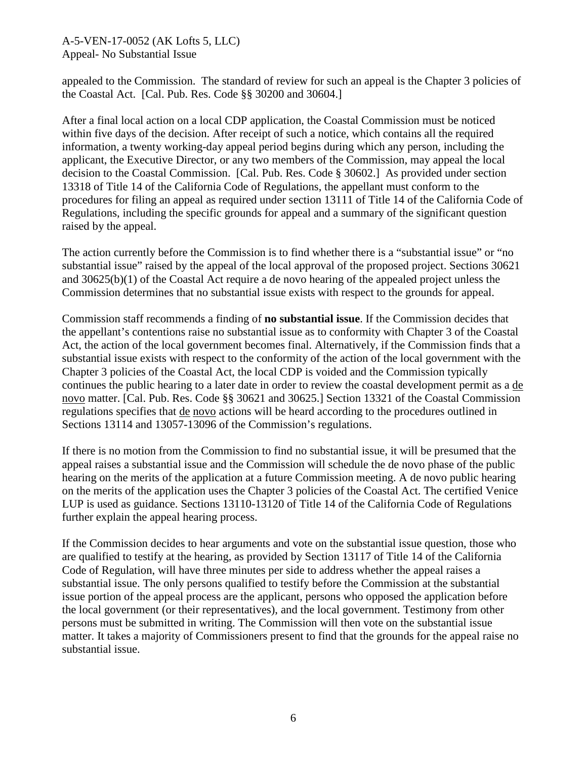appealed to the Commission. The standard of review for such an appeal is the Chapter 3 policies of the Coastal Act. [Cal. Pub. Res. Code §§ 30200 and 30604.]

After a final local action on a local CDP application, the Coastal Commission must be noticed within five days of the decision. After receipt of such a notice, which contains all the required information, a twenty working-day appeal period begins during which any person, including the applicant, the Executive Director, or any two members of the Commission, may appeal the local decision to the Coastal Commission. [Cal. Pub. Res. Code § 30602.] As provided under section 13318 of Title 14 of the California Code of Regulations, the appellant must conform to the procedures for filing an appeal as required under section 13111 of Title 14 of the California Code of Regulations, including the specific grounds for appeal and a summary of the significant question raised by the appeal.

The action currently before the Commission is to find whether there is a "substantial issue" or "no substantial issue" raised by the appeal of the local approval of the proposed project. Sections 30621 and 30625(b)(1) of the Coastal Act require a de novo hearing of the appealed project unless the Commission determines that no substantial issue exists with respect to the grounds for appeal.

Commission staff recommends a finding of **no substantial issue**. If the Commission decides that the appellant's contentions raise no substantial issue as to conformity with Chapter 3 of the Coastal Act, the action of the local government becomes final. Alternatively, if the Commission finds that a substantial issue exists with respect to the conformity of the action of the local government with the Chapter 3 policies of the Coastal Act, the local CDP is voided and the Commission typically continues the public hearing to a later date in order to review the coastal development permit as a de novo matter. [Cal. Pub. Res. Code §§ 30621 and 30625.] Section 13321 of the Coastal Commission regulations specifies that de novo actions will be heard according to the procedures outlined in Sections 13114 and 13057-13096 of the Commission's regulations.

If there is no motion from the Commission to find no substantial issue, it will be presumed that the appeal raises a substantial issue and the Commission will schedule the de novo phase of the public hearing on the merits of the application at a future Commission meeting. A de novo public hearing on the merits of the application uses the Chapter 3 policies of the Coastal Act. The certified Venice LUP is used as guidance. Sections 13110-13120 of Title 14 of the California Code of Regulations further explain the appeal hearing process.

If the Commission decides to hear arguments and vote on the substantial issue question, those who are qualified to testify at the hearing, as provided by Section 13117 of Title 14 of the California Code of Regulation, will have three minutes per side to address whether the appeal raises a substantial issue. The only persons qualified to testify before the Commission at the substantial issue portion of the appeal process are the applicant, persons who opposed the application before the local government (or their representatives), and the local government. Testimony from other persons must be submitted in writing. The Commission will then vote on the substantial issue matter. It takes a majority of Commissioners present to find that the grounds for the appeal raise no substantial issue.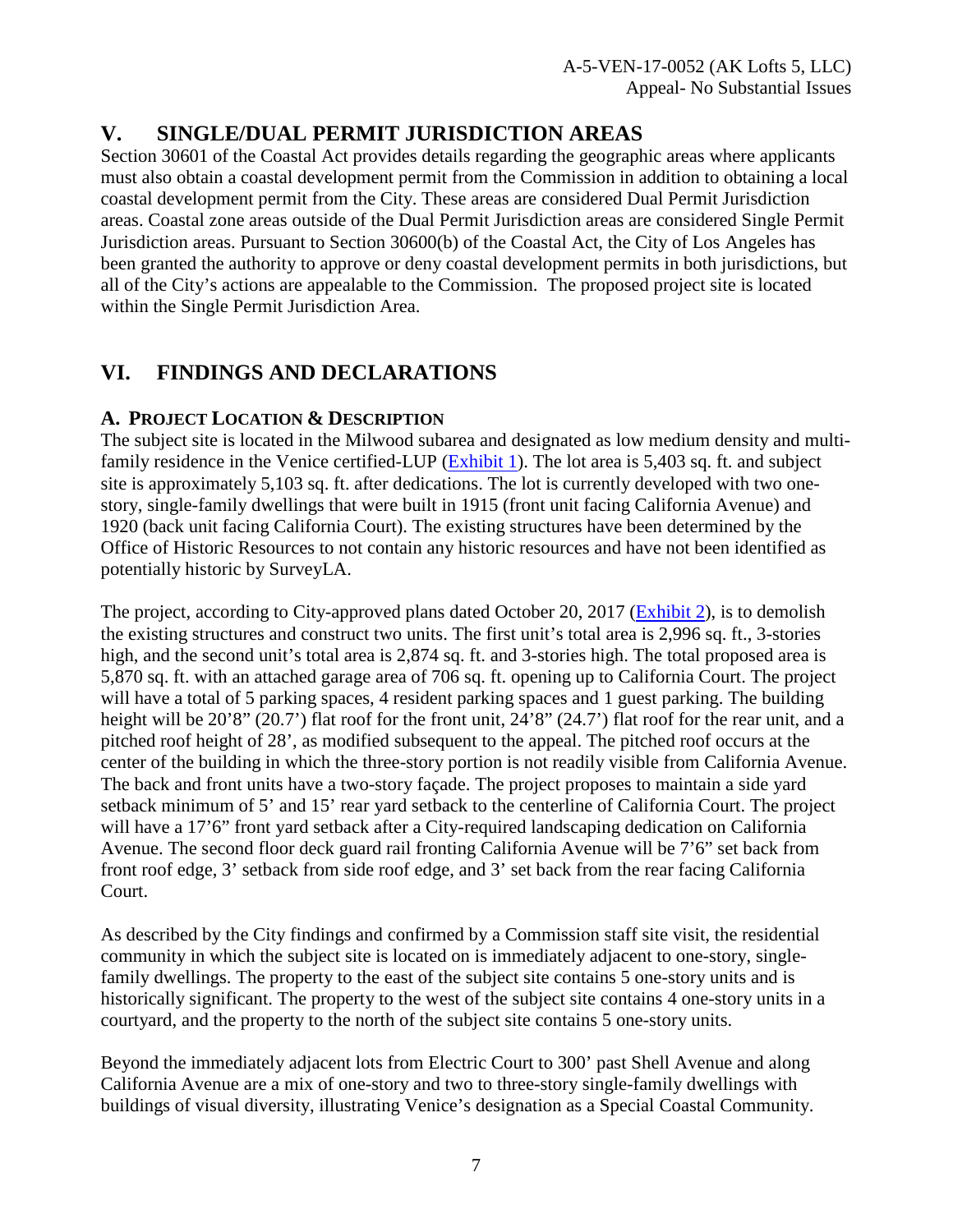## V. SINGLE/DUAL PERMIT JURISDICTION AREAS

Section 30601 of the Coastal Act provides details regarding the geographic areas where applicants must also obtain a coastal development permit from the Commission in addition to obtaining a local coastal development permit from the City. These areas are considered Dual Permit Jurisdiction areas. Coastal zone areas outside of the Dual Permit Jurisdiction areas are considered Single Permit Jurisdiction areas. Pursuant to Section 30600(b) of the Coastal Act, the City of Los Angeles has been granted the authority to approve or deny coastal development permits in both jurisdictions, but all of the City's actions are appealable to the Commission. The proposed project site is located within the Single Permit Jurisdiction Area.

## VI. FINDINGS AND DECLARATIONS

### A. PROJECT LOCATION & DESCRIPTION

The subject site is located in the Milwood subarea and designated as low medium density and multi-family residence in the Venice certified-LUP (Exhibit 1). The lot area is 5,403 sq. ft. and subject site is approximately 5,103 sq. ft. after dedications. The lot is currently developed with two one-story, single-family dwellings that were built in 1915 (front unit facing California Avenue) and 1920 (back unit facing California Court). The existing structures have been determined by the Office of Historic Resources to not contain any historic resources and have not been identified as potentially historic by SurveyLA.

The project, according to City-approved plans dated October 20, 2017 (Exhibit 2), is to demolish the existing structures and construct two units. The first unit's total area is 2,996 sq. ft., 3-stories high, and the second unit's total area is 2,874 sq. ft. and 3-stories high. The total proposed area is 5,870 sq. ft. with an attached garage area of 706 sq. ft. opening up to California Court. The project will have a total of 5 parking spaces, 4 resident parking spaces and 1 guest parking. The building height will be 20'8" (20.7') flat roof for the front unit, 24'8" (24.7') flat roof for the rear unit, and a pitched roof height of 28', as modified subsequent to the appeal. The pitched roof occurs at the center of the building in which the three-story portion is not readily visible from California Avenue. The back and front units have a two-story façade. The project proposes to maintain a side yard setback minimum of 5' and 15' rear yard setback to the centerline of California Court. The project will have a 17'6" front yard setback after a City-required landscaping dedication on California Avenue. The second floor deck guard rail fronting California Avenue will be 7'6" set back from front roof edge, 3' setback from side roof edge, and 3' set back from the rear facing California Court.

As described by the City findings and confirmed by a Commission staff site visit, the residential community in which the subject site is located on is immediately adjacent to one-story, single-family dwellings. The property to the east of the subject site contains 5 one-story units and is historically significant. The property to the west of the subject site contains 4 one-story units in a courtyard, and the property to the north of the subject site contains 5 one-story units.

Beyond the immediately adjacent lots from Electric Court to 300' past Shell Avenue and along California Avenue are a mix of one-story and two to three-story single-family dwellings with buildings of visual diversity, illustrating Venice's designation as a Special Coastal Community.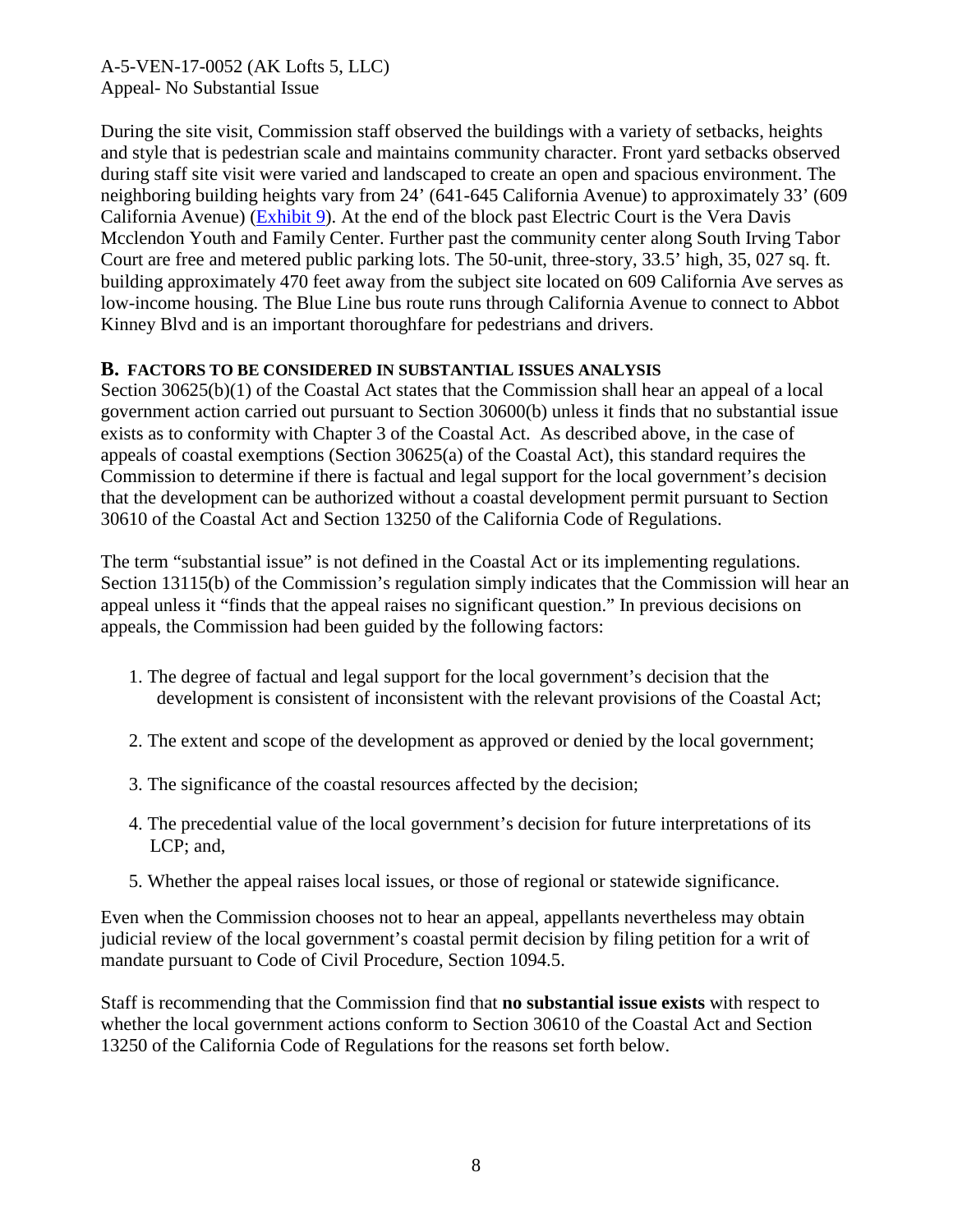During the site visit, Commission staff observed the buildings with a variety of setbacks, heights and style that is pedestrian scale and maintains community character. Front yard setbacks observed during staff site visit were varied and landscaped to create an open and spacious environment. The neighboring building heights vary from 24' (641-645 California Avenue) to approximately 33' (609 California Avenue) (Exhibit 9). At the end of the block past Electric Court is the Vera Davis Mcclendon Youth and Family Center. Further past the community center along South Irving Tabor Court are free and metered public parking lots. The 50-unit, three-story, 33.5' high, 35, 027 sq. ft. building approximately 470 feet away from the subject site located on 609 California Ave serves as low-income housing. The Blue Line bus route runs through California Avenue to connect to Abbot Kinney Blvd and is an important thoroughfare for pedestrians and drivers.

## B. FACTORS TO BE CONSIDERED IN SUBSTANTIAL ISSUES ANALYSIS

Section 30625(b)(1) of the Coastal Act states that the Commission shall hear an appeal of a local government action carried out pursuant to Section 30600(b) unless it finds that no substantial issue exists as to conformity with Chapter 3 of the Coastal Act. As described above, in the case of appeals of coastal exemptions (Section 30625(a) of the Coastal Act), this standard requires the Commission to determine if there is factual and legal support for the local government's decision that the development can be authorized without a coastal development permit pursuant to Section 30610 of the Coastal Act and Section 13250 of the California Code of Regulations.

The term "substantial issue" is not defined in the Coastal Act or its implementing regulations. Section 13115(b) of the Commission's regulation simply indicates that the Commission will hear an appeal unless it "finds that the appeal raises no significant question." In previous decisions on appeals, the Commission had been guided by the following factors:

1. The degree of factual and legal support for the local government's decision that the development is consistent of inconsistent with the relevant provisions of the Coastal Act;

2. The extent and scope of the development as approved or denied by the local government;

3. The significance of the coastal resources affected by the decision;

4. The precedential value of the local government's decision for future interpretations of its LCP; and,

5. Whether the appeal raises local issues, or those of regional or statewide significance.

Even when the Commission chooses not to hear an appeal, appellants nevertheless may obtain judicial review of the local government's coastal permit decision by filing petition for a writ of mandate pursuant to Code of Civil Procedure, Section 1094.5.

Staff is recommending that the Commission find that **no substantial issue exists** with respect to whether the local government actions conform to Section 30610 of the Coastal Act and Section 13250 of the California Code of Regulations for the reasons set forth below.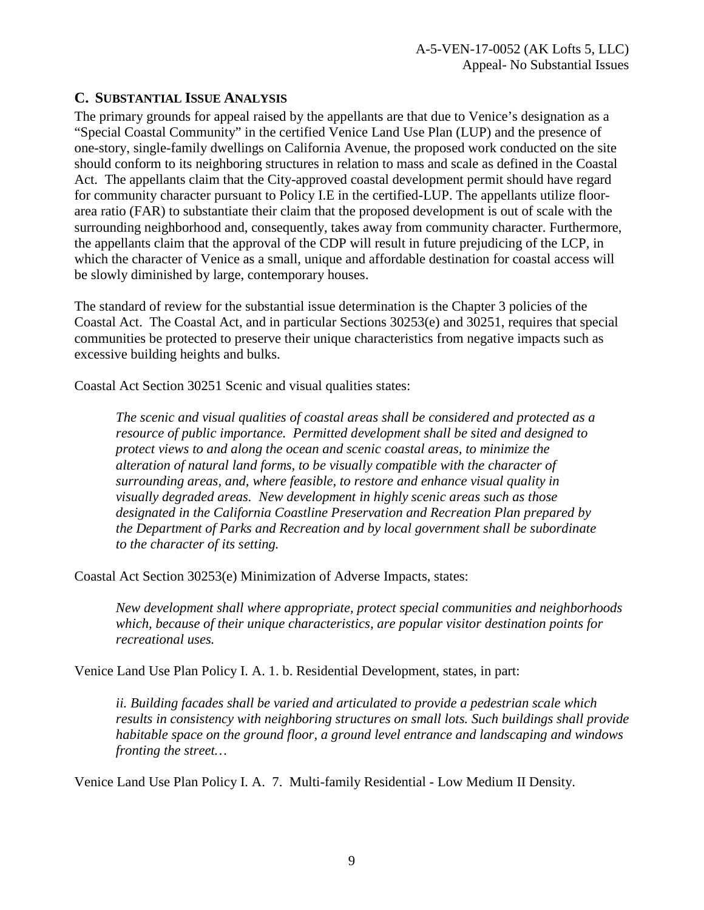## C. SUBSTANTIAL ISSUE ANALYSIS

The primary grounds for appeal raised by the appellants are that due to Venice's designation as a "Special Coastal Community" in the certified Venice Land Use Plan (LUP) and the presence of one-story, single-family dwellings on California Avenue, the proposed work conducted on the site should conform to its neighboring structures in relation to mass and scale as defined in the Coastal Act. The appellants claim that the City-approved coastal development permit should have regard for community character pursuant to Policy I.E in the certified-LUP. The appellants utilize floor-area ratio (FAR) to substantiate their claim that the proposed development is out of scale with the surrounding neighborhood and, consequently, takes away from community character. Furthermore, the appellants claim that the approval of the CDP will result in future prejudicing of the LCP, in which the character of Venice as a small, unique and affordable destination for coastal access will be slowly diminished by large, contemporary houses.

The standard of review for the substantial issue determination is the Chapter 3 policies of the Coastal Act. The Coastal Act, and in particular Sections 30253(e) and 30251, requires that special communities be protected to preserve their unique characteristics from negative impacts such as excessive building heights and bulks.

Coastal Act Section 30251 Scenic and visual qualities states:

> *The scenic and visual qualities of coastal areas shall be considered and protected as a resource of public importance. Permitted development shall be sited and designed to protect views to and along the ocean and scenic coastal areas, to minimize the alteration of natural land forms, to be visually compatible with the character of surrounding areas, and, where feasible, to restore and enhance visual quality in visually degraded areas. New development in highly scenic areas such as those designated in the California Coastline Preservation and Recreation Plan prepared by the Department of Parks and Recreation and by local government shall be subordinate to the character of its setting.*

Coastal Act Section 30253(e) Minimization of Adverse Impacts, states:

> *New development shall where appropriate, protect special communities and neighborhoods which, because of their unique characteristics, are popular visitor destination points for recreational uses.*

Venice Land Use Plan Policy I. A. 1. b. Residential Development, states, in part:

> *ii. Building facades shall be varied and articulated to provide a pedestrian scale which results in consistency with neighboring structures on small lots. Such buildings shall provide habitable space on the ground floor, a ground level entrance and landscaping and windows fronting the street…*

Venice Land Use Plan Policy I. A. 7. Multi-family Residential - Low Medium II Density.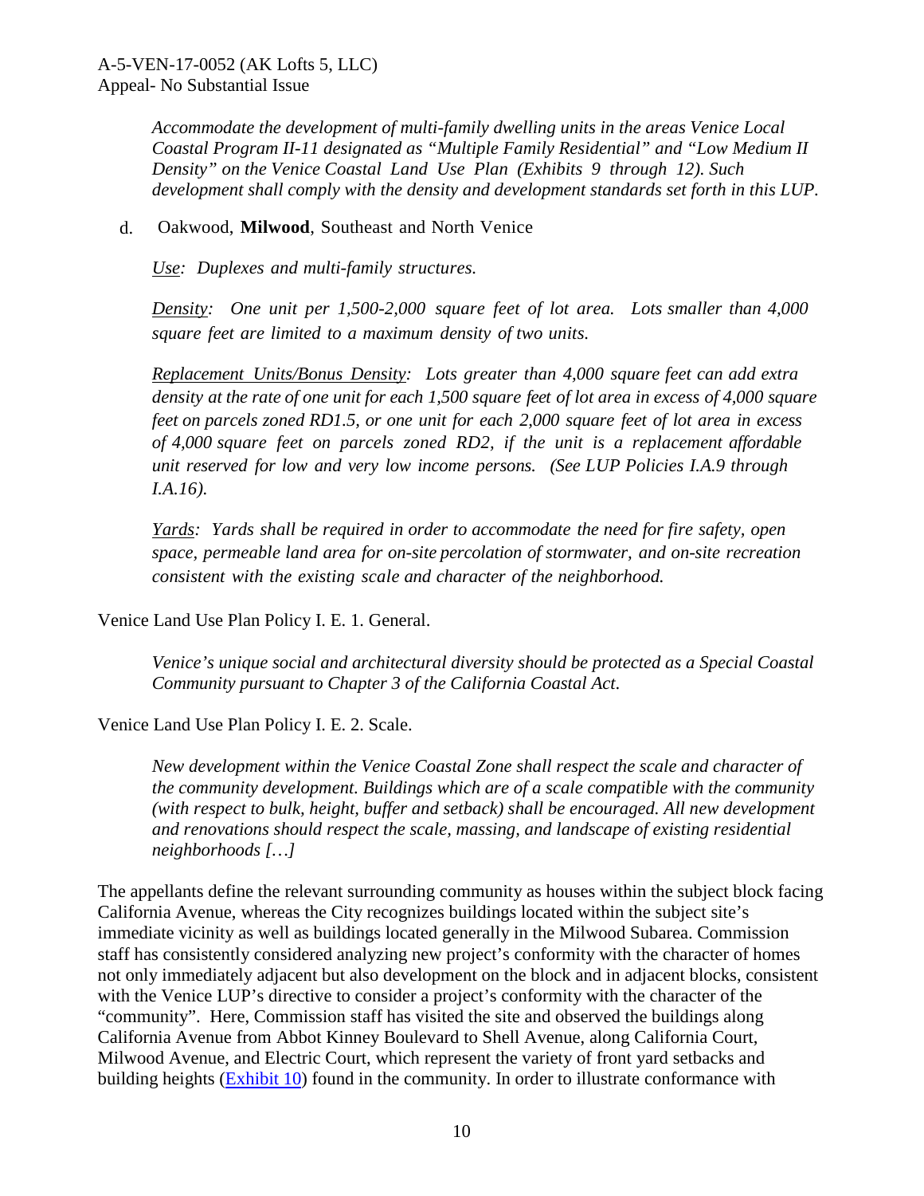*Accommodate the development of multi-family dwelling units in the areas Venice Local Coastal Program II-11 designated as "Multiple Family Residential" and "Low Medium II Density" on the Venice Coastal Land Use Plan (Exhibits 9 through 12). Such development shall comply with the density and development standards set forth in this LUP.*

d. Oakwood, **Milwood**, Southeast and North Venice

*Use: Duplexes and multi-family structures.*

*Density: One unit per 1,500-2,000 square feet of lot area. Lots smaller than 4,000 square feet are limited to a maximum density of two units.*

*Replacement Units/Bonus Density: Lots greater than 4,000 square feet can add extra density at the rate of one unit for each 1,500 square feet of lot area in excess of 4,000 square feet on parcels zoned RD1.5, or one unit for each 2,000 square feet of lot area in excess of 4,000 square feet on parcels zoned RD2, if the unit is a replacement affordable unit reserved for low and very low income persons. (See LUP Policies I.A.9 through I.A.16).*

*Yards: Yards shall be required in order to accommodate the need for fire safety, open space, permeable land area for on-site percolation of stormwater, and on-site recreation consistent with the existing scale and character of the neighborhood.*

Venice Land Use Plan Policy I. E. 1. General.

*Venice's unique social and architectural diversity should be protected as a Special Coastal Community pursuant to Chapter 3 of the California Coastal Act.*

Venice Land Use Plan Policy I. E. 2. Scale.

*New development within the Venice Coastal Zone shall respect the scale and character of the community development. Buildings which are of a scale compatible with the community (with respect to bulk, height, buffer and setback) shall be encouraged. All new development and renovations should respect the scale, massing, and landscape of existing residential neighborhoods […]*

The appellants define the relevant surrounding community as houses within the subject block facing California Avenue, whereas the City recognizes buildings located within the subject site's immediate vicinity as well as buildings located generally in the Milwood Subarea. Commission staff has consistently considered analyzing new project's conformity with the character of homes not only immediately adjacent but also development on the block and in adjacent blocks, consistent with the Venice LUP's directive to consider a project's conformity with the character of the "community". Here, Commission staff has visited the site and observed the buildings along California Avenue from Abbot Kinney Boulevard to Shell Avenue, along California Court, Milwood Avenue, and Electric Court, which represent the variety of front yard setbacks and building heights (Exhibit 10) found in the community. In order to illustrate conformance with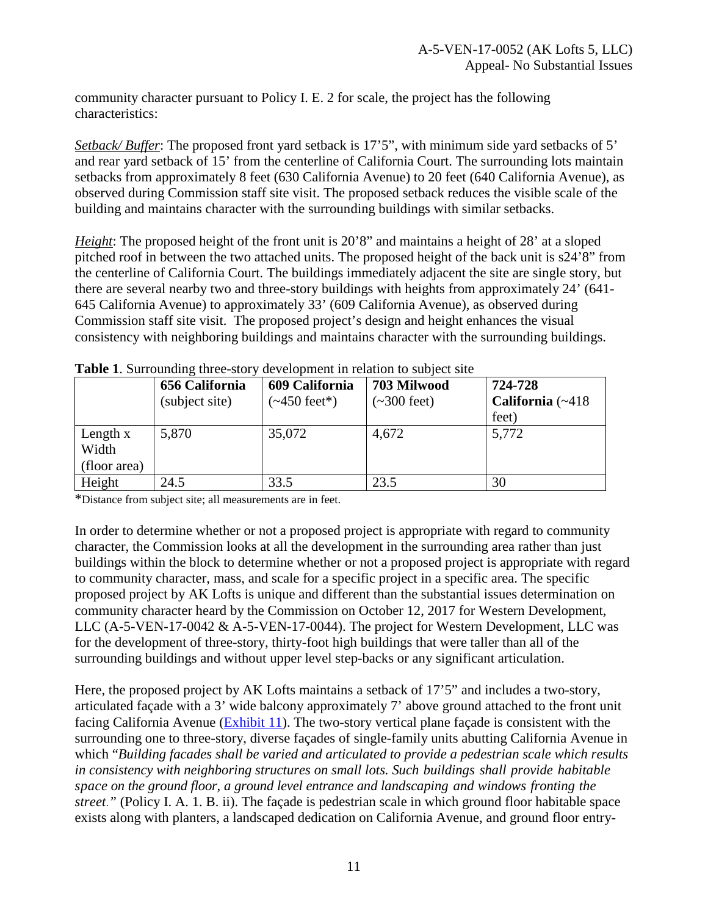community character pursuant to Policy I. E. 2 for scale, the project has the following characteristics:

*Setback/ Buffer*: The proposed front yard setback is 17'5", with minimum side yard setbacks of 5' and rear yard setback of 15' from the centerline of California Court. The surrounding lots maintain setbacks from approximately 8 feet (630 California Avenue) to 20 feet (640 California Avenue), as observed during Commission staff site visit. The proposed setback reduces the visible scale of the building and maintains character with the surrounding buildings with similar setbacks.

*Height*: The proposed height of the front unit is 20'8" and maintains a height of 28' at a sloped pitched roof in between the two attached units. The proposed height of the back unit is s24'8" from the centerline of California Court. The buildings immediately adjacent the site are single story, but there are several nearby two and three-story buildings with heights from approximately 24' (641-645 California Avenue) to approximately 33' (609 California Avenue), as observed during Commission staff site visit. The proposed project's design and height enhances the visual consistency with neighboring buildings and maintains character with the surrounding buildings.

**Table 1**. Surrounding three-story development in relation to subject site

| | **656 California** (subject site) | **609 California** (~450 feet*) | **703 Milwood** (~300 feet) | **724-728 California** (~418 feet) |
|---|---|---|---|---|
| Length x Width (floor area) | 5,870 | 35,072 | 4,672 | 5,772 |
| Height | 24.5 | 33.5 | 23.5 | 30 |

*Distance from subject site; all measurements are in feet.

In order to determine whether or not a proposed project is appropriate with regard to community character, the Commission looks at all the development in the surrounding area rather than just buildings within the block to determine whether or not a proposed project is appropriate with regard to community character, mass, and scale for a specific project in a specific area. The specific proposed project by AK Lofts is unique and different than the substantial issues determination on community character heard by the Commission on October 12, 2017 for Western Development, LLC (A-5-VEN-17-0042 & A-5-VEN-17-0044). The project for Western Development, LLC was for the development of three-story, thirty-foot high buildings that were taller than all of the surrounding buildings and without upper level step-backs or any significant articulation.

Here, the proposed project by AK Lofts maintains a setback of 17'5" and includes a two-story, articulated façade with a 3' wide balcony approximately 7' above ground attached to the front unit facing California Avenue (Exhibit 11). The two-story vertical plane façade is consistent with the surrounding one to three-story, diverse façades of single-family units abutting California Avenue in which "*Building facades shall be varied and articulated to provide a pedestrian scale which results in consistency with neighboring structures on small lots. Such buildings shall provide habitable space on the ground floor, a ground level entrance and landscaping and windows fronting the street.*" (Policy I. A. 1. B. ii). The façade is pedestrian scale in which ground floor habitable space exists along with planters, a landscaped dedication on California Avenue, and ground floor entry-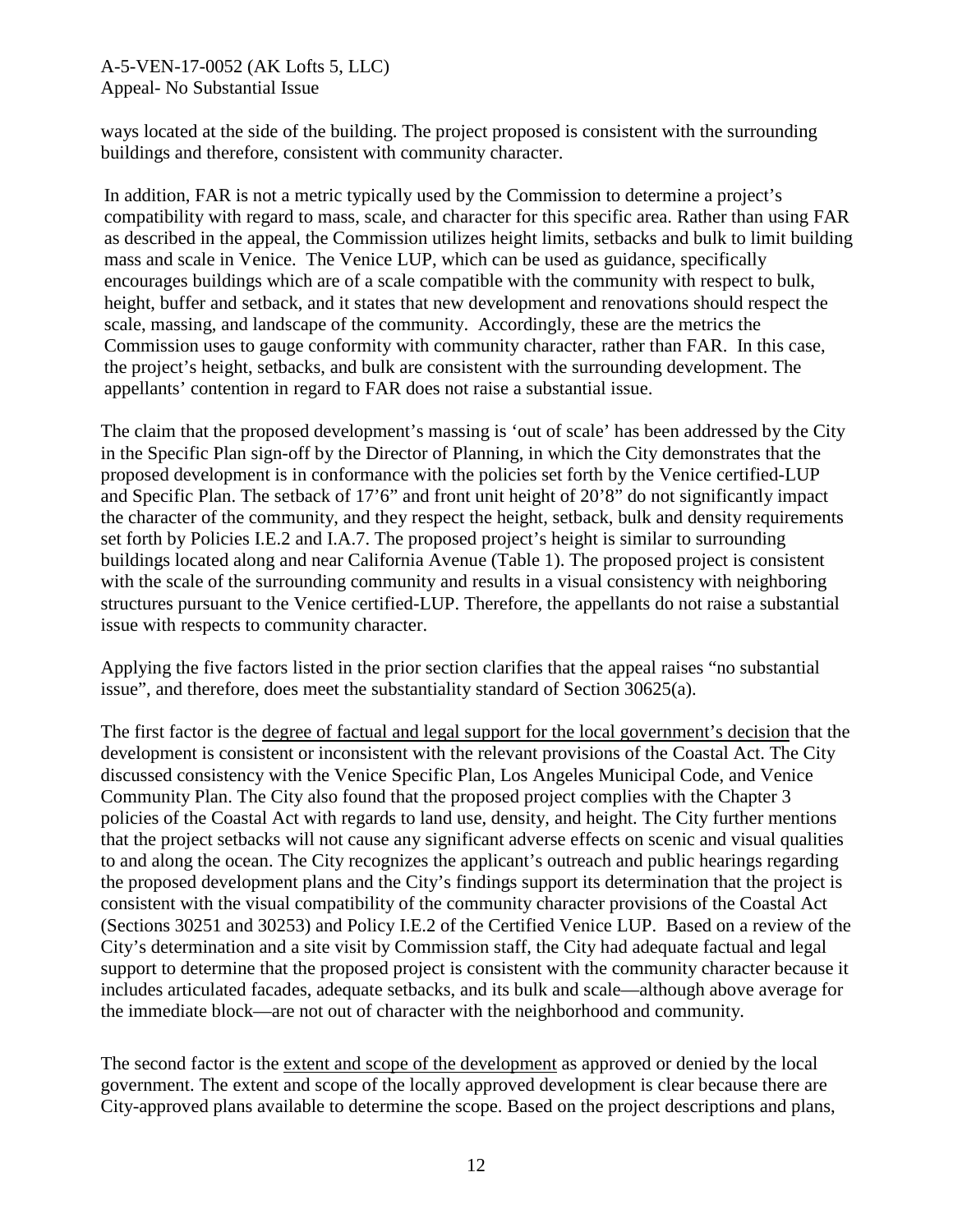ways located at the side of the building. The project proposed is consistent with the surrounding buildings and therefore, consistent with community character.

In addition, FAR is not a metric typically used by the Commission to determine a project's compatibility with regard to mass, scale, and character for this specific area. Rather than using FAR as described in the appeal, the Commission utilizes height limits, setbacks and bulk to limit building mass and scale in Venice. The Venice LUP, which can be used as guidance, specifically encourages buildings which are of a scale compatible with the community with respect to bulk, height, buffer and setback, and it states that new development and renovations should respect the scale, massing, and landscape of the community. Accordingly, these are the metrics the Commission uses to gauge conformity with community character, rather than FAR. In this case, the project's height, setbacks, and bulk are consistent with the surrounding development. The appellants' contention in regard to FAR does not raise a substantial issue.

The claim that the proposed development's massing is 'out of scale' has been addressed by the City in the Specific Plan sign-off by the Director of Planning, in which the City demonstrates that the proposed development is in conformance with the policies set forth by the Venice certified-LUP and Specific Plan. The setback of 17'6" and front unit height of 20'8" do not significantly impact the character of the community, and they respect the height, setback, bulk and density requirements set forth by Policies I.E.2 and I.A.7. The proposed project's height is similar to surrounding buildings located along and near California Avenue (Table 1). The proposed project is consistent with the scale of the surrounding community and results in a visual consistency with neighboring structures pursuant to the Venice certified-LUP. Therefore, the appellants do not raise a substantial issue with respects to community character.

Applying the five factors listed in the prior section clarifies that the appeal raises "no substantial issue", and therefore, does meet the substantiality standard of Section 30625(a).

The first factor is the degree of factual and legal support for the local government's decision that the development is consistent or inconsistent with the relevant provisions of the Coastal Act. The City discussed consistency with the Venice Specific Plan, Los Angeles Municipal Code, and Venice Community Plan. The City also found that the proposed project complies with the Chapter 3 policies of the Coastal Act with regards to land use, density, and height. The City further mentions that the project setbacks will not cause any significant adverse effects on scenic and visual qualities to and along the ocean. The City recognizes the applicant's outreach and public hearings regarding the proposed development plans and the City's findings support its determination that the project is consistent with the visual compatibility of the community character provisions of the Coastal Act (Sections 30251 and 30253) and Policy I.E.2 of the Certified Venice LUP. Based on a review of the City's determination and a site visit by Commission staff, the City had adequate factual and legal support to determine that the proposed project is consistent with the community character because it includes articulated facades, adequate setbacks, and its bulk and scale—although above average for the immediate block—are not out of character with the neighborhood and community.

The second factor is the extent and scope of the development as approved or denied by the local government. The extent and scope of the locally approved development is clear because there are City-approved plans available to determine the scope. Based on the project descriptions and plans,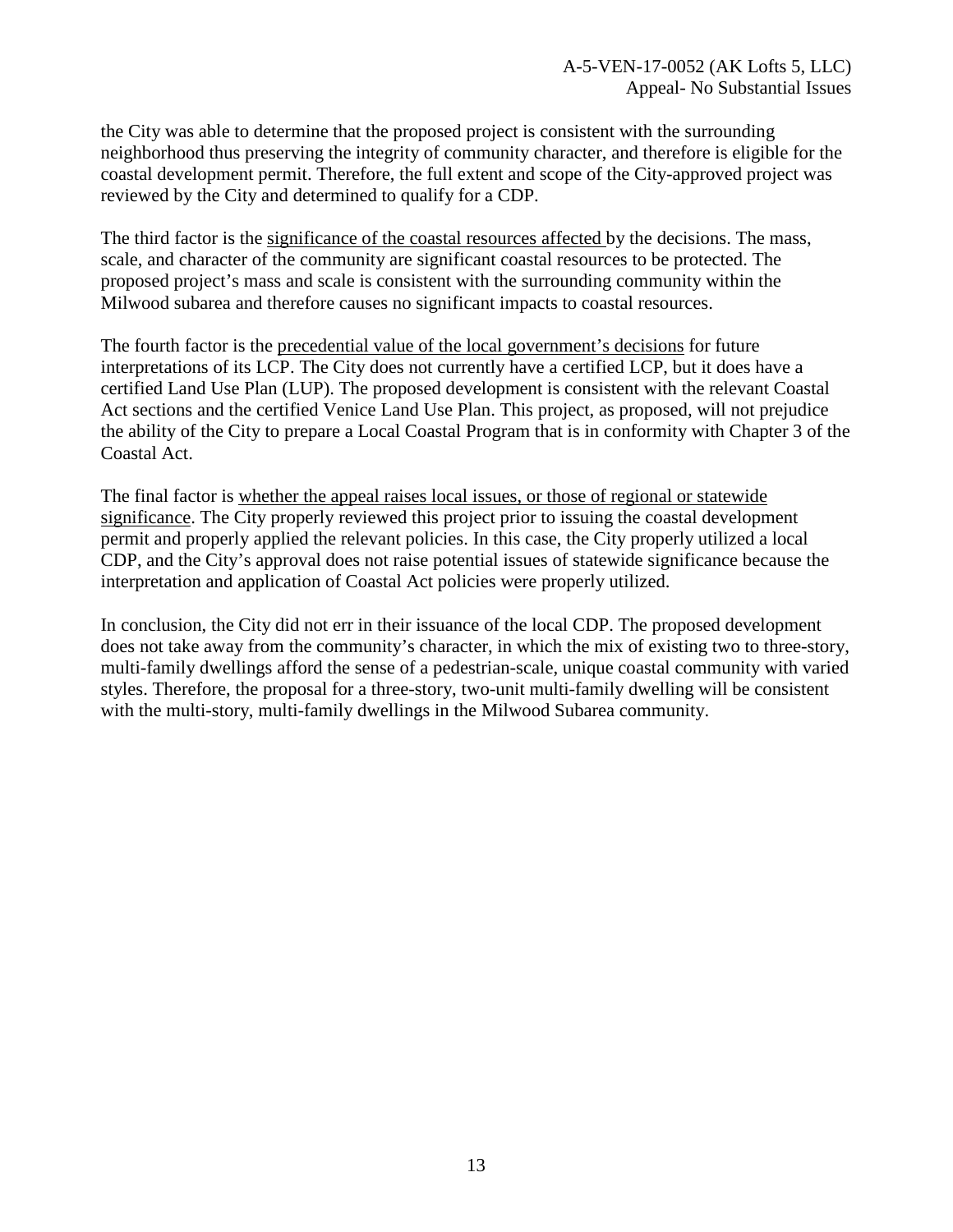the City was able to determine that the proposed project is consistent with the surrounding neighborhood thus preserving the integrity of community character, and therefore is eligible for the coastal development permit. Therefore, the full extent and scope of the City-approved project was reviewed by the City and determined to qualify for a CDP.

The third factor is the <u>significance of the coastal resources affected</u> by the decisions. The mass, scale, and character of the community are significant coastal resources to be protected. The proposed project's mass and scale is consistent with the surrounding community within the Milwood subarea and therefore causes no significant impacts to coastal resources.

The fourth factor is the <u>precedential value of the local government's decisions</u> for future interpretations of its LCP. The City does not currently have a certified LCP, but it does have a certified Land Use Plan (LUP). The proposed development is consistent with the relevant Coastal Act sections and the certified Venice Land Use Plan. This project, as proposed, will not prejudice the ability of the City to prepare a Local Coastal Program that is in conformity with Chapter 3 of the Coastal Act.

The final factor is <u>whether the appeal raises local issues, or those of regional or statewide significance</u>. The City properly reviewed this project prior to issuing the coastal development permit and properly applied the relevant policies. In this case, the City properly utilized a local CDP, and the City's approval does not raise potential issues of statewide significance because the interpretation and application of Coastal Act policies were properly utilized.

In conclusion, the City did not err in their issuance of the local CDP. The proposed development does not take away from the community's character, in which the mix of existing two to three-story, multi-family dwellings afford the sense of a pedestrian-scale, unique coastal community with varied styles. Therefore, the proposal for a three-story, two-unit multi-family dwelling will be consistent with the multi-story, multi-family dwellings in the Milwood Subarea community.